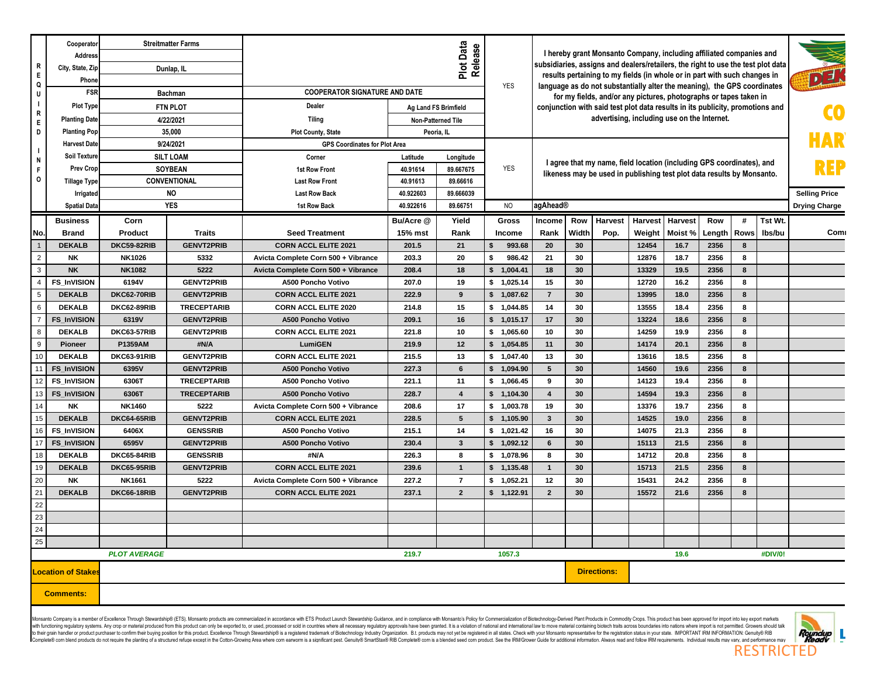| REQUIRED INFO | | | | | | | |
|---|---|---|---|---|---|---|---|
| Cooperator | Streitmatter Farms | | | Plot Data Release | | | |
| Address | | | | | YES | I hereby grant Monsanto Company, including affiliated companies and subsidiaries, assigns and dealers/retailers, the right to use the test plot data results pertaining to my fields (in whole or in part with such changes in language as do not substantially alter the meaning), the GPS coordinates for my fields, and/or any pictures, photographs or tapes taken in conjunction with said test plot data results in its publicity, promotions and advertising, including use on the Internet. | |
| City, State, Zip | Dunlap, IL | | | | | | |
| Phone | | | | | | | |
| FSR | Bachman | COOPERATOR SIGNATURE AND DATE | | | | | |
| Plot Type | FTN PLOT | Dealer | Ag Land FS Brimfield | | | | |
| Planting Date | 4/22/2021 | Tiling | Non-Patterned Tile | | | | |
| Planting Pop | 35,000 | Plot County, State | Peoria, IL | | | | |
| Harvest Date | 9/24/2021 | GPS Coordinates for Plot Area | | | | | |
| Soil Texture | SILT LOAM | Corner | Latitude | Longitude | YES | I agree that my name, field location (including GPS coordinates), and likeness may be used in publishing test plot data results by Monsanto. | |
| Prev Crop | SOYBEAN | 1st Row Front | 40.91614 | 89.667675 | | | |
| Tillage Type | CONVENTIONAL | Last Row Front | 40.91613 | 89.66616 | | | |
| Irrigated | NO | Last Row Back | 40.922603 | 89.666039 | | | Selling Price |
| Spatial Data | YES | 1st Row Back | 40.922616 | 89.66751 | NO | agAhead® | Drying Charge |

| No. | Business Brand | Corn Product | Traits | Seed Treatment | Bu/Acre @ 15% mst | Yield Rank | Gross Income | Income Rank | Row Width | Harvest Pop. | Harvest Weight | Harvest Moist % | Row Length | # Rows | Tst Wt. lbs/bu | Comments |
|---|---|---|---|---|---|---|---|---|---|---|---|---|---|---|---|---|
| 1 | DEKALB | DKC59-82RIB | GENVT2PRIB | CORN ACCL ELITE 2021 | 201.5 | 21 | $ 993.68 | 20 | 30 | | 12454 | 16.7 | 2356 | 8 | | |
| 2 | NK | NK1026 | 5332 | Avicta Complete Corn 500 + Vibrance | 203.3 | 20 | $ 986.42 | 21 | 30 | | 12876 | 18.7 | 2356 | 8 | | |
| 3 | NK | NK1082 | 5222 | Avicta Complete Corn 500 + Vibrance | 208.4 | 18 | $ 1,004.41 | 18 | 30 | | 13329 | 19.5 | 2356 | 8 | | |
| 4 | FS_InVISION | 6194V | GENVT2PRIB | A500 Poncho Votivo | 207.0 | 19 | $ 1,025.14 | 15 | 30 | | 12720 | 16.2 | 2356 | 8 | | |
| 5 | DEKALB | DKC62-70RIB | GENVT2PRIB | CORN ACCL ELITE 2021 | 222.9 | 9 | $ 1,087.62 | 7 | 30 | | 13995 | 18.0 | 2356 | 8 | | |
| 6 | DEKALB | DKC62-89RIB | TRECEPTARIB | CORN ACCL ELITE 2020 | 214.8 | 15 | $ 1,044.85 | 14 | 30 | | 13555 | 18.4 | 2356 | 8 | | |
| 7 | FS_InVISION | 6319V | GENVT2PRIB | A500 Poncho Votivo | 209.1 | 16 | $ 1,015.17 | 17 | 30 | | 13224 | 18.6 | 2356 | 8 | | |
| 8 | DEKALB | DKC63-57RIB | GENVT2PRIB | CORN ACCL ELITE 2021 | 221.8 | 10 | $ 1,065.60 | 10 | 30 | | 14259 | 19.9 | 2356 | 8 | | |
| 9 | Pioneer | P1359AM | #N/A | LumiGEN | 219.9 | 12 | $ 1,054.85 | 11 | 30 | | 14174 | 20.1 | 2356 | 8 | | |
| 10 | DEKALB | DKC63-91RIB | GENVT2PRIB | CORN ACCL ELITE 2021 | 215.5 | 13 | $ 1,047.40 | 13 | 30 | | 13616 | 18.5 | 2356 | 8 | | |
| 11 | FS_InVISION | 6395V | GENVT2PRIB | A500 Poncho Votivo | 227.3 | 6 | $ 1,094.90 | 5 | 30 | | 14560 | 19.6 | 2356 | 8 | | |
| 12 | FS_InVISION | 6306T | TRECEPTARIB | A500 Poncho Votivo | 221.1 | 11 | $ 1,066.45 | 9 | 30 | | 14123 | 19.4 | 2356 | 8 | | |
| 13 | FS_InVISION | 6306T | TRECEPTARIB | A500 Poncho Votivo | 228.7 | 4 | $ 1,104.30 | 4 | 30 | | 14594 | 19.3 | 2356 | 8 | | |
| 14 | NK | NK1460 | 5222 | Avicta Complete Corn 500 + Vibrance | 208.6 | 17 | $ 1,003.78 | 19 | 30 | | 13376 | 19.7 | 2356 | 8 | | |
| 15 | DEKALB | DKC64-65RIB | GENVT2PRIB | CORN ACCL ELITE 2021 | 228.5 | 5 | $ 1,105.90 | 3 | 30 | | 14525 | 19.0 | 2356 | 8 | | |
| 16 | FS_InVISION | 6406X | GENSSRIB | A500 Poncho Votivo | 215.1 | 14 | $ 1,021.42 | 16 | 30 | | 14075 | 21.3 | 2356 | 8 | | |
| 17 | FS_InVISION | 6595V | GENVT2PRIB | A500 Poncho Votivo | 230.4 | 3 | $ 1,092.12 | 6 | 30 | | 15113 | 21.5 | 2356 | 8 | | |
| 18 | DEKALB | DKC65-84RIB | GENSSRIB | #N/A | 226.3 | 8 | $ 1,078.96 | 8 | 30 | | 14712 | 20.8 | 2356 | 8 | | |
| 19 | DEKALB | DKC65-95RIB | GENVT2PRIB | CORN ACCL ELITE 2021 | 239.6 | 1 | $ 1,135.48 | 1 | 30 | | 15713 | 21.5 | 2356 | 8 | | |
| 20 | NK | NK1661 | 5222 | Avicta Complete Corn 500 + Vibrance | 227.2 | 7 | $ 1,052.21 | 12 | 30 | | 15431 | 24.2 | 2356 | 8 | | |
| 21 | DEKALB | DKC66-18RIB | GENVT2PRIB | CORN ACCL ELITE 2021 | 237.1 | 2 | $ 1,122.91 | 2 | 30 | | 15572 | 21.6 | 2356 | 8 | | |
| 22 | | | | | | | | | | | | | | | | |
| 23 | | | | | | | | | | | | | | | | |
| 24 | | | | | | | | | | | | | | | | |
| 25 | | | | | | | | | | | | | | | | |
| | | *PLOT AVERAGE* | | | 219.7 | | 1057.3 | | | | | 19.6 | | | #DIV/0! | |

**Location of Stakes**

**Directions:**

**Comments:**

Monsanto Company is a member of Excellence Through Stewardship® (ETS). Monsanto products are commercialized in accordance with ETS Product Launch Stewardship Guidance, and in compliance with Monsanto's Policy for Commercialization of Biotechnology-Derived Plant Products in Commodity Crops. This product has been approved for import into key export markets with functioning regulatory systems. Any crop or material produced from this product can only be exported to, or used, processed or sold in countries where all necessary regulatory approvals have been granted. It is a violation of national and international law to move material containing biotech traits across boundaries into nations where import is not permitted. Growers should talk to their grain handler or product purchaser to confirm their buying position for this product. Excellence Through Stewardship® is a registered trademark of Biotechnology Industry Organization. B.t. products may not yet be registered in all states. Check with your Monsanto representative for the registration status in your state. IMPORTANT IRM INFORMATION: Genuity® RIB Complete® corn blend products do not require the planting of a structured refuge except in the Cotton-Growing Area where corn earworm is a significant pest. Genuity® SmartStax® RIB Complete® corn is a blended seed corn product. See the IRM/Grower Guide for additional information. Always read and follow IRM requirements. Individual results may vary, and performance may

RESTRICTED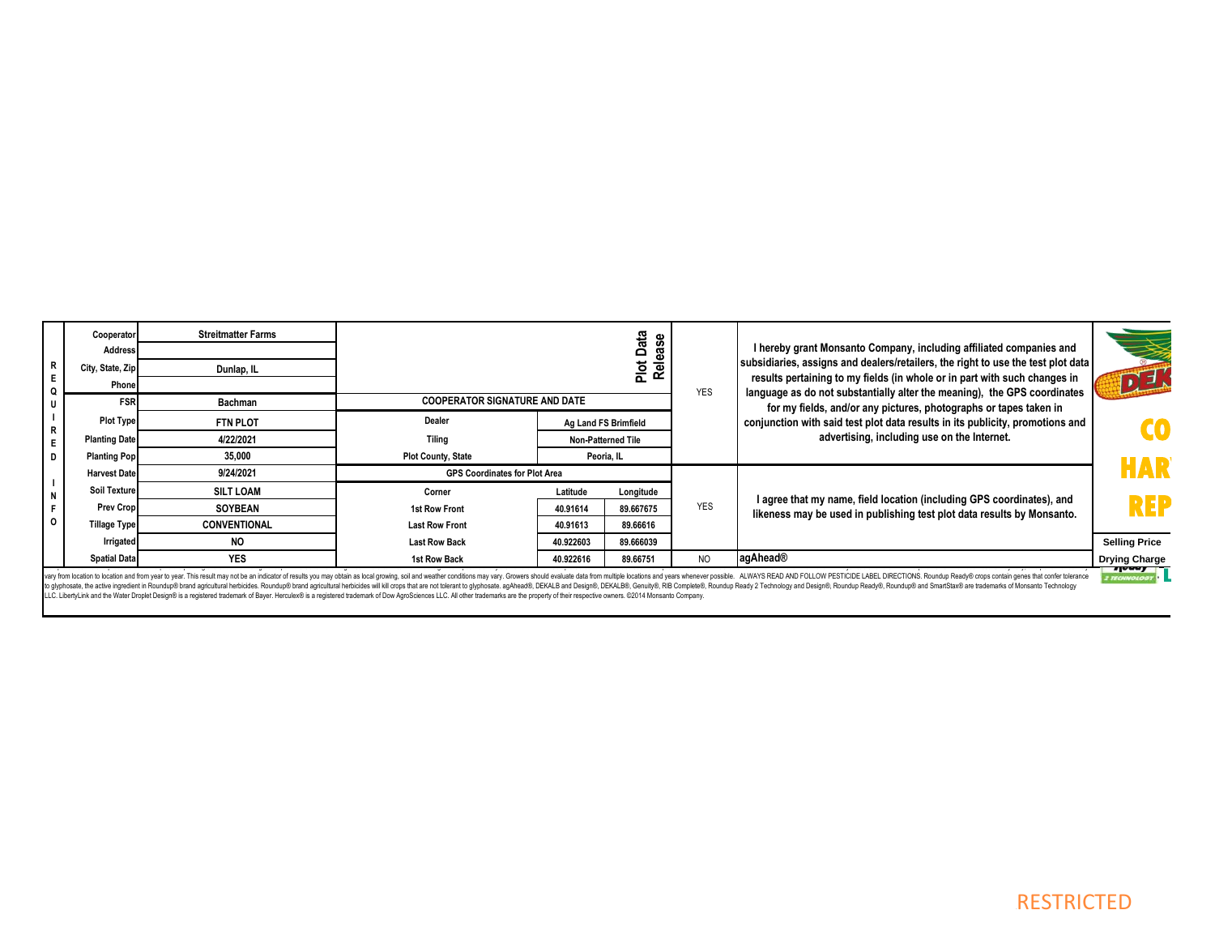| REQUIRED INFO | | | | | | | | |
|---|---|---|---|---|---|---|---|---|
| Cooperator | Streitmatter Farms | | | Plot Data Release | YES | I hereby grant Monsanto Company, including affiliated companies and subsidiaries, assigns and dealers/retailers, the right to use the test plot data results pertaining to my fields (in whole or in part with such changes in language as do not substantially alter the meaning), the GPS coordinates for my fields, and/or any pictures, photographs or tapes taken in conjunction with said test plot data results in its publicity, promotions and advertising, including use on the Internet. | | |
| Address | | | | | | | | |
| City, State, Zip | Dunlap, IL | | | | | | | |
| Phone | | | | | | | | |
| FSR | Bachman | COOPERATOR SIGNATURE AND DATE | | | | | | |
| Plot Type | FTN PLOT | Dealer | Ag Land FS Brimfield | | | | | |
| Planting Date | 4/22/2021 | Tiling | Non-Patterned Tile | | | | | |
| Planting Pop | 35,000 | Plot County, State | Peoria, IL | | | | | |
| Harvest Date | 9/24/2021 | GPS Coordinates for Plot Area | | | YES | I agree that my name, field location (including GPS coordinates), and likeness may be used in publishing test plot data results by Monsanto. | | |
| Soil Texture | SILT LOAM | Corner | Latitude | Longitude | | | | |
| Prev Crop | SOYBEAN | 1st Row Front | 40.91614 | 89.667675 | | | | |
| Tillage Type | CONVENTIONAL | Last Row Front | 40.91613 | 89.66616 | | | | |
| Irrigated | NO | Last Row Back | 40.922603 | 89.666039 | | | Selling Price | |
| Spatial Data | YES | 1st Row Back | 40.922616 | 89.66751 | NO | agAhead® | Drying Charge | |

vary from location to location and from year to year. This result may not be an indicator of results you may obtain as local growing, soil and weather conditions may vary. Growers should evaluate data from multiple locations and years whenever possible. ALWAYS READ AND FOLLOW PESTICIDE LABEL DIRECTIONS. Roundup Ready® crops contain genes that confer tolerance to glyphosate, the active ingredient in Roundup® brand agricultural herbicides. Roundup® brand agricultural herbicides will kill crops that are not tolerant to glyphosate. agAhead®, DEKALB and Design®, DEKALB®, Genuity®, RIB Complete®, Roundup Ready 2 Technology and Design®, Roundup Ready®, Roundup® and SmartStax® are trademarks of Monsanto Technology LLC. LibertyLink and the Water Droplet Design® is a registered trademark of Bayer. Herculex® is a registered trademark of Dow AgroSciences LLC. All other trademarks are the property of their respective owners. ©2014 Monsanto Company.

RESTRICTED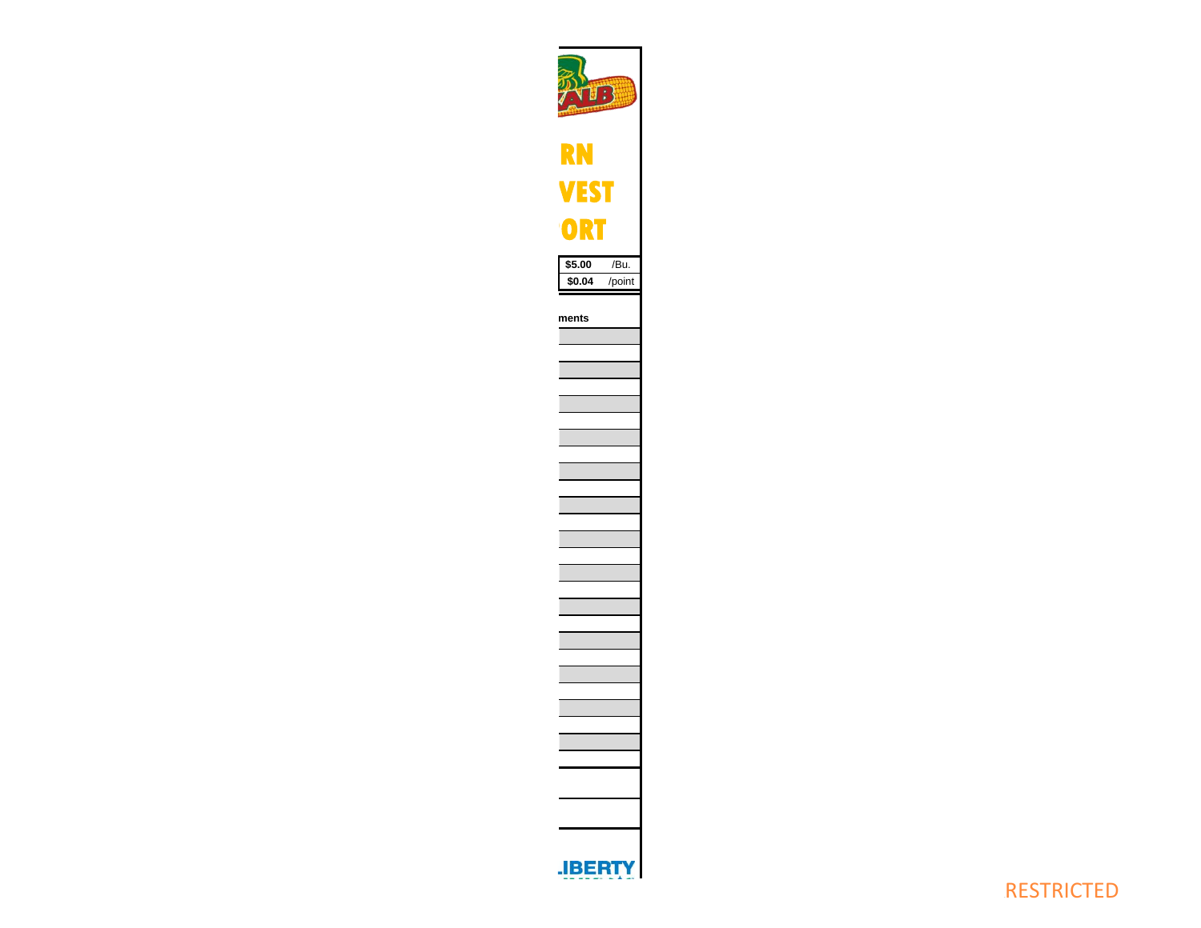RN
VEST
ORT

| $5.00 | /Bu. |
| --- | --- |
| $0.04 | /point |

ments

.IBERTY

RESTRICTED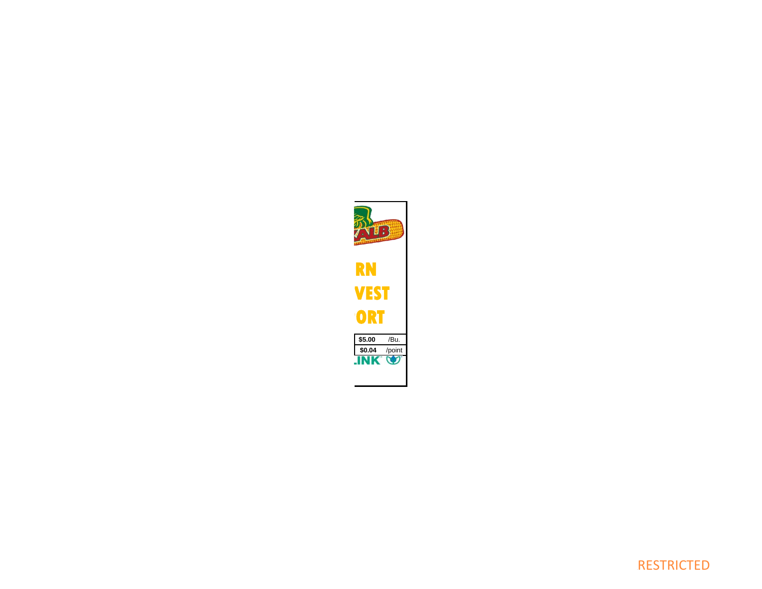RN

VEST

ORT

| | |
|---|---|
| $5.00 | /Bu. |
| $0.04 | /point |

RESTRICTED